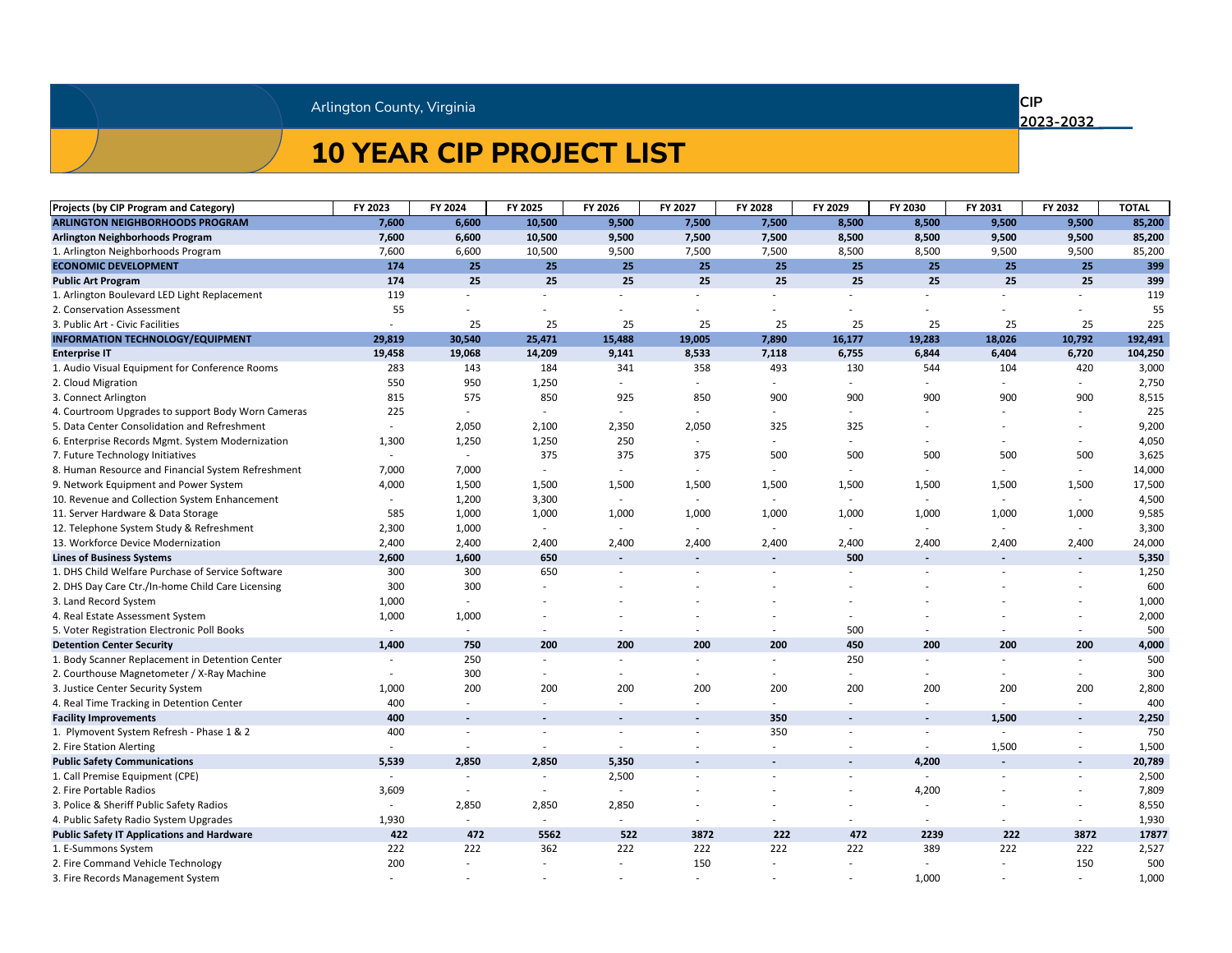Arlington County, Virginia

**CIP 2023-2032**

# 10 YEAR CIP PROJECT LIST

| Projects (by CIP Program and Category) | FY 2023 | FY 2024 | FY 2025 | FY 2026 | FY 2027 | FY 2028 | FY 2029 | FY 2030 | FY 2031 | FY 2032 | TOTAL |
|---|---|---|---|---|---|---|---|---|---|---|---|
| **ARLINGTON NEIGHBORHOODS PROGRAM** | **7,600** | **6,600** | **10,500** | **9,500** | **7,500** | **7,500** | **8,500** | **8,500** | **9,500** | **9,500** | **85,200** |
| **Arlington Neighborhoods Program** | **7,600** | **6,600** | **10,500** | **9,500** | **7,500** | **7,500** | **8,500** | **8,500** | **9,500** | **9,500** | **85,200** |
| 1. Arlington Neighborhoods Program | 7,600 | 6,600 | 10,500 | 9,500 | 7,500 | 7,500 | 8,500 | 8,500 | 9,500 | 9,500 | 85,200 |
| **ECONOMIC DEVELOPMENT** | **174** | **25** | **25** | **25** | **25** | **25** | **25** | **25** | **25** | **25** | **399** |
| **Public Art Program** | **174** | **25** | **25** | **25** | **25** | **25** | **25** | **25** | **25** | **25** | **399** |
| 1. Arlington Boulevard LED Light Replacement | 119 | - | - | - | - | - | - | - | - | - | 119 |
| 2. Conservation Assessment | 55 | - | - | - | - | - | - | - | - | - | 55 |
| 3. Public Art - Civic Facilities | - | 25 | 25 | 25 | 25 | 25 | 25 | 25 | 25 | 25 | 225 |
| **INFORMATION TECHNOLOGY/EQUIPMENT** | **29,819** | **30,540** | **25,471** | **15,488** | **19,005** | **7,890** | **16,177** | **19,283** | **18,026** | **10,792** | **192,491** |
| **Enterprise IT** | **19,458** | **19,068** | **14,209** | **9,141** | **8,533** | **7,118** | **6,755** | **6,844** | **6,404** | **6,720** | **104,250** |
| 1. Audio Visual Equipment for Conference Rooms | 283 | 143 | 184 | 341 | 358 | 493 | 130 | 544 | 104 | 420 | 3,000 |
| 2. Cloud Migration | 550 | 950 | 1,250 | - | - | - | - | - | - | - | 2,750 |
| 3. Connect Arlington | 815 | 575 | 850 | 925 | 850 | 900 | 900 | 900 | 900 | 900 | 8,515 |
| 4. Courtroom Upgrades to support Body Worn Cameras | 225 | - | - | - | - | - | - | - | - | - | 225 |
| 5. Data Center Consolidation and Refreshment | - | 2,050 | 2,100 | 2,350 | 2,050 | 325 | 325 | - | - | - | 9,200 |
| 6. Enterprise Records Mgmt. System Modernization | 1,300 | 1,250 | 1,250 | 250 | - | - | - | - | - | - | 4,050 |
| 7. Future Technology Initiatives | - | - | 375 | 375 | 375 | 500 | 500 | 500 | 500 | 500 | 3,625 |
| 8. Human Resource and Financial System Refreshment | 7,000 | 7,000 | - | - | - | - | - | - | - | - | 14,000 |
| 9. Network Equipment and Power System | 4,000 | 1,500 | 1,500 | 1,500 | 1,500 | 1,500 | 1,500 | 1,500 | 1,500 | 1,500 | 17,500 |
| 10. Revenue and Collection System Enhancement | - | 1,200 | 3,300 | - | - | - | - | - | - | - | 4,500 |
| 11. Server Hardware & Data Storage | 585 | 1,000 | 1,000 | 1,000 | 1,000 | 1,000 | 1,000 | 1,000 | 1,000 | 1,000 | 9,585 |
| 12. Telephone System Study & Refreshment | 2,300 | 1,000 | - | - | - | - | - | - | - | - | 3,300 |
| 13. Workforce Device Modernization | 2,400 | 2,400 | 2,400 | 2,400 | 2,400 | 2,400 | 2,400 | 2,400 | 2,400 | 2,400 | 24,000 |
| **Lines of Business Systems** | **2,600** | **1,600** | **650** | **-** | **-** | **-** | **500** | **-** | **-** | **-** | **5,350** |
| 1. DHS Child Welfare Purchase of Service Software | 300 | 300 | 650 | - | - | - | - | - | - | - | 1,250 |
| 2. DHS Day Care Ctr./In-home Child Care Licensing | 300 | 300 | - | - | - | - | - | - | - | - | 600 |
| 3. Land Record System | 1,000 | - | - | - | - | - | - | - | - | - | 1,000 |
| 4. Real Estate Assessment System | 1,000 | 1,000 | - | - | - | - | - | - | - | - | 2,000 |
| 5. Voter Registration Electronic Poll Books | - | - | - | - | - | - | 500 | - | - | - | 500 |
| **Detention Center Security** | **1,400** | **750** | **200** | **200** | **200** | **200** | **450** | **200** | **200** | **200** | **4,000** |
| 1. Body Scanner Replacement in Detention Center | - | 250 | - | - | - | - | 250 | - | - | - | 500 |
| 2. Courthouse Magnetometer / X-Ray Machine | - | 300 | - | - | - | - | - | - | - | - | 300 |
| 3. Justice Center Security System | 1,000 | 200 | 200 | 200 | 200 | 200 | 200 | 200 | 200 | 200 | 2,800 |
| 4. Real Time Tracking in Detention Center | 400 | - | - | - | - | - | - | - | - | - | 400 |
| **Facility Improvements** | **400** | **-** | **-** | **-** | **-** | **350** | **-** | **-** | **1,500** | **-** | **2,250** |
| 1. Plymovent System Refresh - Phase 1 & 2 | 400 | - | - | - | - | 350 | - | - | - | - | 750 |
| 2. Fire Station Alerting | - | - | - | - | - | - | - | - | 1,500 | - | 1,500 |
| **Public Safety Communications** | **5,539** | **2,850** | **2,850** | **5,350** | **-** | **-** | **-** | **4,200** | **-** | **-** | **20,789** |
| 1. Call Premise Equipment (CPE) | - | - | - | 2,500 | - | - | - | - | - | - | 2,500 |
| 2. Fire Portable Radios | 3,609 | - | - | - | - | - | - | 4,200 | - | - | 7,809 |
| 3. Police & Sheriff Public Safety Radios | - | 2,850 | 2,850 | 2,850 | - | - | - | - | - | - | 8,550 |
| 4. Public Safety Radio System Upgrades | 1,930 | - | - | - | - | - | - | - | - | - | 1,930 |
| **Public Safety IT Applications and Hardware** | **422** | **472** | **5562** | **522** | **3872** | **222** | **472** | **2239** | **222** | **3872** | **17877** |
| 1. E-Summons System | 222 | 222 | 362 | 222 | 222 | 222 | 222 | 389 | 222 | 222 | 2,527 |
| 2. Fire Command Vehicle Technology | 200 | - | - | - | 150 | - | - | - | - | 150 | 500 |
| 3. Fire Records Management System | - | - | - | - | - | - | - | 1,000 | - | - | 1,000 |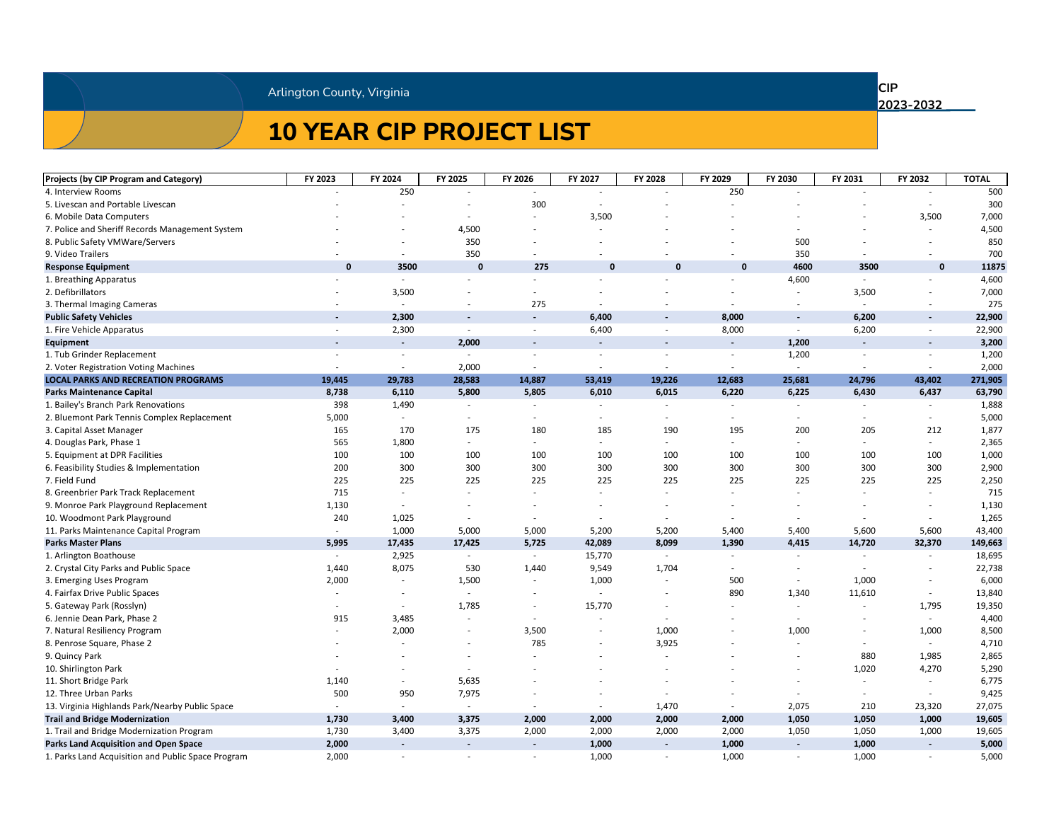Arlington County, Virginia

CIP 2023-2032

# 10 YEAR CIP PROJECT LIST

| Projects (by CIP Program and Category) | FY 2023 | FY 2024 | FY 2025 | FY 2026 | FY 2027 | FY 2028 | FY 2029 | FY 2030 | FY 2031 | FY 2032 | TOTAL |
|---|---|---|---|---|---|---|---|---|---|---|---|
| 4. Interview Rooms | - | 250 | - | - | - | - | 250 | - | - | - | 500 |
| 5. Livescan and Portable Livescan | - | - | - | 300 | - | - | - | - | - | - | 300 |
| 6. Mobile Data Computers | - | - | - | - | 3,500 | - | - | - | - | 3,500 | 7,000 |
| 7. Police and Sheriff Records Management System | - | - | 4,500 | - | - | - | - | - | - | - | 4,500 |
| 8. Public Safety VMWare/Servers | - | - | 350 | - | - | - | - | 500 | - | - | 850 |
| 9. Video Trailers | - | - | 350 | - | - | - | - | 350 | - | - | 700 |
| **Response Equipment** | **0** | **3500** | **0** | **275** | **0** | **0** | **0** | **4600** | **3500** | **0** | **11875** |
| 1. Breathing Apparatus | - | - | - | - | - | - | - | 4,600 | - | - | 4,600 |
| 2. Defibrillators | - | 3,500 | - | - | - | - | - | - | 3,500 | - | 7,000 |
| 3. Thermal Imaging Cameras | - | - | - | 275 | - | - | - | - | - | - | 275 |
| **Public Safety Vehicles** | **-** | **2,300** | **-** | **-** | **6,400** | **-** | **8,000** | **-** | **6,200** | **-** | **22,900** |
| 1. Fire Vehicle Apparatus | - | 2,300 | - | - | 6,400 | - | 8,000 | - | 6,200 | - | 22,900 |
| **Equipment** | **-** | **-** | **2,000** | **-** | **-** | **-** | **-** | **1,200** | **-** | **-** | **3,200** |
| 1. Tub Grinder Replacement | - | - | - | - | - | - | - | 1,200 | - | - | 1,200 |
| 2. Voter Registration Voting Machines | - | - | 2,000 | - | - | - | - | - | - | - | 2,000 |
| **LOCAL PARKS AND RECREATION PROGRAMS** | **19,445** | **29,783** | **28,583** | **14,887** | **53,419** | **19,226** | **12,683** | **25,681** | **24,796** | **43,402** | **271,905** |
| **Parks Maintenance Capital** | **8,738** | **6,110** | **5,800** | **5,805** | **6,010** | **6,015** | **6,220** | **6,225** | **6,430** | **6,437** | **63,790** |
| 1. Bailey's Branch Park Renovations | 398 | 1,490 | - | - | - | - | - | - | - | - | 1,888 |
| 2. Bluemont Park Tennis Complex Replacement | 5,000 | - | - | - | - | - | - | - | - | - | 5,000 |
| 3. Capital Asset Manager | 165 | 170 | 175 | 180 | 185 | 190 | 195 | 200 | 205 | 212 | 1,877 |
| 4. Douglas Park, Phase 1 | 565 | 1,800 | - | - | - | - | - | - | - | - | 2,365 |
| 5. Equipment at DPR Facilities | 100 | 100 | 100 | 100 | 100 | 100 | 100 | 100 | 100 | 100 | 1,000 |
| 6. Feasibility Studies & Implementation | 200 | 300 | 300 | 300 | 300 | 300 | 300 | 300 | 300 | 300 | 2,900 |
| 7. Field Fund | 225 | 225 | 225 | 225 | 225 | 225 | 225 | 225 | 225 | 225 | 2,250 |
| 8. Greenbrier Park Track Replacement | 715 | - | - | - | - | - | - | - | - | - | 715 |
| 9. Monroe Park Playground Replacement | 1,130 | - | - | - | - | - | - | - | - | - | 1,130 |
| 10. Woodmont Park Playground | 240 | 1,025 | - | - | - | - | - | - | - | - | 1,265 |
| 11. Parks Maintenance Capital Program | - | 1,000 | 5,000 | 5,000 | 5,200 | 5,200 | 5,400 | 5,400 | 5,600 | 5,600 | 43,400 |
| **Parks Master Plans** | **5,995** | **17,435** | **17,425** | **5,725** | **42,089** | **8,099** | **1,390** | **4,415** | **14,720** | **32,370** | **149,663** |
| 1. Arlington Boathouse | - | 2,925 | - | - | 15,770 | - | - | - | - | - | 18,695 |
| 2. Crystal City Parks and Public Space | 1,440 | 8,075 | 530 | 1,440 | 9,549 | 1,704 | - | - | - | - | 22,738 |
| 3. Emerging Uses Program | 2,000 | - | 1,500 | - | 1,000 | - | 500 | - | 1,000 | - | 6,000 |
| 4. Fairfax Drive Public Spaces | - | - | - | - | - | - | 890 | 1,340 | 11,610 | - | 13,840 |
| 5. Gateway Park (Rosslyn) | - | - | 1,785 | - | 15,770 | - | - | - | - | 1,795 | 19,350 |
| 6. Jennie Dean Park, Phase 2 | 915 | 3,485 | - | - | - | - | - | - | - | - | 4,400 |
| 7. Natural Resiliency Program | - | 2,000 | - | 3,500 | - | 1,000 | - | 1,000 | - | 1,000 | 8,500 |
| 8. Penrose Square, Phase 2 | - | - | - | 785 | - | 3,925 | - | - | - | - | 4,710 |
| 9. Quincy Park | - | - | - | - | - | - | - | - | 880 | 1,985 | 2,865 |
| 10. Shirlington Park | - | - | - | - | - | - | - | - | 1,020 | 4,270 | 5,290 |
| 11. Short Bridge Park | 1,140 | - | 5,635 | - | - | - | - | - | - | - | 6,775 |
| 12. Three Urban Parks | 500 | 950 | 7,975 | - | - | - | - | - | - | - | 9,425 |
| 13. Virginia Highlands Park/Nearby Public Space | - | - | - | - | - | 1,470 | - | 2,075 | 210 | 23,320 | 27,075 |
| **Trail and Bridge Modernization** | **1,730** | **3,400** | **3,375** | **2,000** | **2,000** | **2,000** | **2,000** | **1,050** | **1,050** | **1,000** | **19,605** |
| 1. Trail and Bridge Modernization Program | 1,730 | 3,400 | 3,375 | 2,000 | 2,000 | 2,000 | 2,000 | 1,050 | 1,050 | 1,000 | 19,605 |
| **Parks Land Acquisition and Open Space** | **2,000** | **-** | **-** | **-** | **1,000** | **-** | **1,000** | **-** | **1,000** | **-** | **5,000** |
| 1. Parks Land Acquisition and Public Space Program | 2,000 | - | - | - | 1,000 | - | 1,000 | - | 1,000 | - | 5,000 |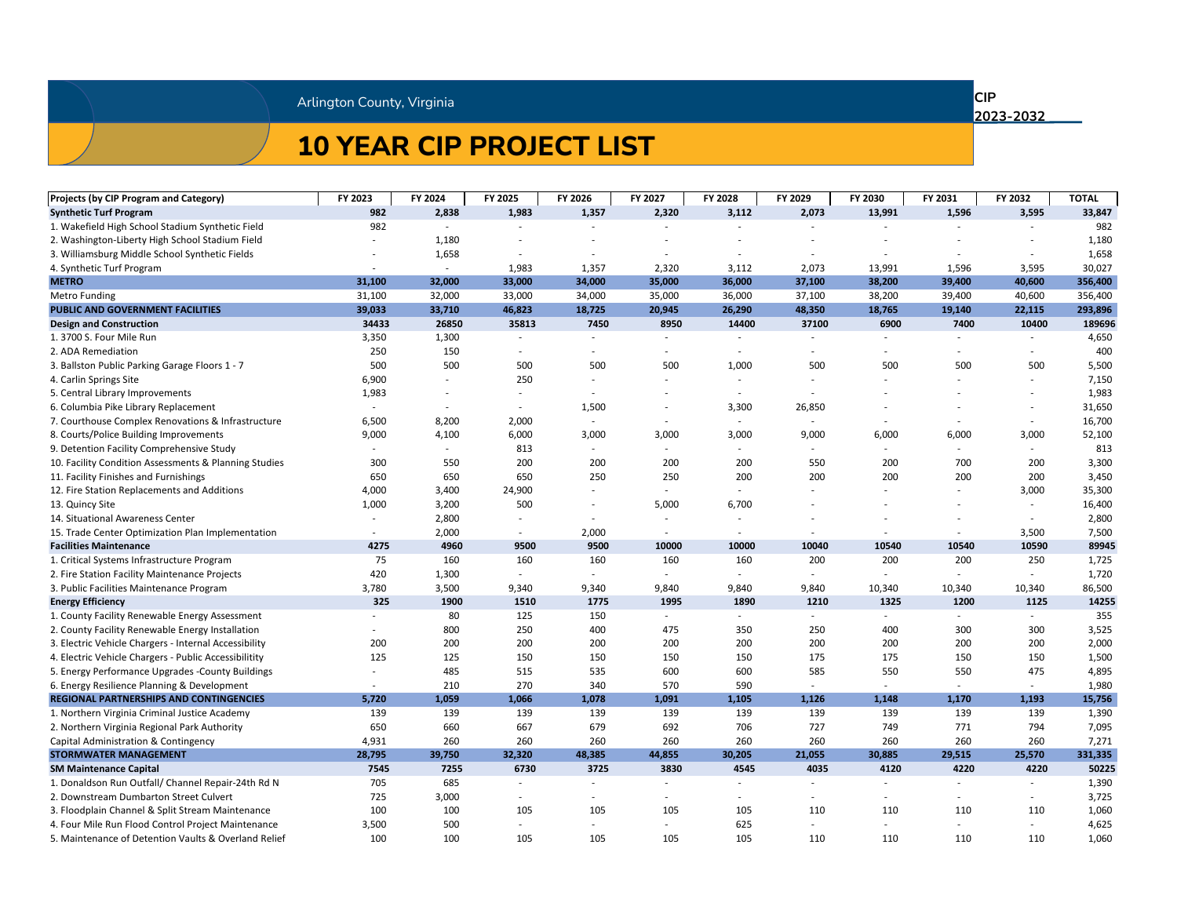Arlington County, Virginia

CIP 2023-2032

# 10 YEAR CIP PROJECT LIST

| Projects (by CIP Program and Category) | FY 2023 | FY 2024 | FY 2025 | FY 2026 | FY 2027 | FY 2028 | FY 2029 | FY 2030 | FY 2031 | FY 2032 | TOTAL |
|---|---|---|---|---|---|---|---|---|---|---|---|
| **Synthetic Turf Program** | **982** | **2,838** | **1,983** | **1,357** | **2,320** | **3,112** | **2,073** | **13,991** | **1,596** | **3,595** | **33,847** |
| 1. Wakefield High School Stadium Synthetic Field | 982 | - | - | - | - | - | - | - | - | - | 982 |
| 2. Washington-Liberty High School Stadium Field | - | 1,180 | - | - | - | - | - | - | - | - | 1,180 |
| 3. Williamsburg Middle School Synthetic Fields | - | 1,658 | - | - | - | - | - | - | - | - | 1,658 |
| 4. Synthetic Turf Program | - | - | 1,983 | 1,357 | 2,320 | 3,112 | 2,073 | 13,991 | 1,596 | 3,595 | 30,027 |
| **METRO** | **31,100** | **32,000** | **33,000** | **34,000** | **35,000** | **36,000** | **37,100** | **38,200** | **39,400** | **40,600** | **356,400** |
| Metro Funding | 31,100 | 32,000 | 33,000 | 34,000 | 35,000 | 36,000 | 37,100 | 38,200 | 39,400 | 40,600 | 356,400 |
| **PUBLIC AND GOVERNMENT FACILITIES** | **39,033** | **33,710** | **46,823** | **18,725** | **20,945** | **26,290** | **48,350** | **18,765** | **19,140** | **22,115** | **293,896** |
| **Design and Construction** | **34433** | **26850** | **35813** | **7450** | **8950** | **14400** | **37100** | **6900** | **7400** | **10400** | **189696** |
| 1. 3700 S. Four Mile Run | 3,350 | 1,300 | - | - | - | - | - | - | - | - | 4,650 |
| 2. ADA Remediation | 250 | 150 | - | - | - | - | - | - | - | - | 400 |
| 3. Ballston Public Parking Garage Floors 1 - 7 | 500 | 500 | 500 | 500 | 500 | 1,000 | 500 | 500 | 500 | 500 | 5,500 |
| 4. Carlin Springs Site | 6,900 | - | 250 | - | - | - | - | - | - | - | 7,150 |
| 5. Central Library Improvements | 1,983 | - | - | - | - | - | - | - | - | - | 1,983 |
| 6. Columbia Pike Library Replacement | - | - | - | 1,500 | - | 3,300 | 26,850 | - | - | - | 31,650 |
| 7. Courthouse Complex Renovations & Infrastructure | 6,500 | 8,200 | 2,000 | - | - | - | - | - | - | - | 16,700 |
| 8. Courts/Police Building Improvements | 9,000 | 4,100 | 6,000 | 3,000 | 3,000 | 3,000 | 9,000 | 6,000 | 6,000 | 3,000 | 52,100 |
| 9. Detention Facility Comprehensive Study | - | - | 813 | - | - | - | - | - | - | - | 813 |
| 10. Facility Condition Assessments & Planning Studies | 300 | 550 | 200 | 200 | 200 | 200 | 550 | 200 | 700 | 200 | 3,300 |
| 11. Facility Finishes and Furnishings | 650 | 650 | 650 | 250 | 250 | 200 | 200 | 200 | 200 | 200 | 3,450 |
| 12. Fire Station Replacements and Additions | 4,000 | 3,400 | 24,900 | - | - | - | - | - | - | 3,000 | 35,300 |
| 13. Quincy Site | 1,000 | 3,200 | 500 | - | 5,000 | 6,700 | - | - | - | - | 16,400 |
| 14. Situational Awareness Center | - | 2,800 | - | - | - | - | - | - | - | - | 2,800 |
| 15. Trade Center Optimization Plan Implementation | - | 2,000 | - | 2,000 | - | - | - | - | - | 3,500 | 7,500 |
| **Facilities Maintenance** | **4275** | **4960** | **9500** | **9500** | **10000** | **10000** | **10040** | **10540** | **10540** | **10590** | **89945** |
| 1. Critical Systems Infrastructure Program | 75 | 160 | 160 | 160 | 160 | 160 | 200 | 200 | 200 | 250 | 1,725 |
| 2. Fire Station Facility Maintenance Projects | 420 | 1,300 | - | - | - | - | - | - | - | - | 1,720 |
| 3. Public Facilities Maintenance Program | 3,780 | 3,500 | 9,340 | 9,340 | 9,840 | 9,840 | 9,840 | 10,340 | 10,340 | 10,340 | 86,500 |
| **Energy Efficiency** | **325** | **1900** | **1510** | **1775** | **1995** | **1890** | **1210** | **1325** | **1200** | **1125** | **14255** |
| 1. County Facility Renewable Energy Assessment | - | 80 | 125 | 150 | - | - | - | - | - | - | 355 |
| 2. County Facility Renewable Energy Installation | - | 800 | 250 | 400 | 475 | 350 | 250 | 400 | 300 | 300 | 3,525 |
| 3. Electric Vehicle Chargers - Internal Accessibility | 200 | 200 | 200 | 200 | 200 | 200 | 200 | 200 | 200 | 200 | 2,000 |
| 4. Electric Vehicle Chargers - Public Accessibility | 125 | 125 | 150 | 150 | 150 | 150 | 175 | 175 | 150 | 150 | 1,500 |
| 5. Energy Performance Upgrades -County Buildings | - | 485 | 515 | 535 | 600 | 600 | 585 | 550 | 550 | 475 | 4,895 |
| 6. Energy Resilience Planning & Development | - | 210 | 270 | 340 | 570 | 590 | - | - | - | - | 1,980 |
| **REGIONAL PARTNERSHIPS AND CONTINGENCIES** | **5,720** | **1,059** | **1,066** | **1,078** | **1,091** | **1,105** | **1,126** | **1,148** | **1,170** | **1,193** | **15,756** |
| 1. Northern Virginia Criminal Justice Academy | 139 | 139 | 139 | 139 | 139 | 139 | 139 | 139 | 139 | 139 | 1,390 |
| 2. Northern Virginia Regional Park Authority | 650 | 660 | 667 | 679 | 692 | 706 | 727 | 749 | 771 | 794 | 7,095 |
| Capital Administration & Contingency | 4,931 | 260 | 260 | 260 | 260 | 260 | 260 | 260 | 260 | 260 | 7,271 |
| **STORMWATER MANAGEMENT** | **28,795** | **39,750** | **32,320** | **48,385** | **44,855** | **30,205** | **21,055** | **30,885** | **29,515** | **25,570** | **331,335** |
| **SM Maintenance Capital** | **7545** | **7255** | **6730** | **3725** | **3830** | **4545** | **4035** | **4120** | **4220** | **4220** | **50225** |
| 1. Donaldson Run Outfall/ Channel Repair-24th Rd N | 705 | 685 | - | - | - | - | - | - | - | - | 1,390 |
| 2. Downstream Dumbarton Street Culvert | 725 | 3,000 | - | - | - | - | - | - | - | - | 3,725 |
| 3. Floodplain Channel & Split Stream Maintenance | 100 | 100 | 105 | 105 | 105 | 105 | 110 | 110 | 110 | 110 | 1,060 |
| 4. Four Mile Run Flood Control Project Maintenance | 3,500 | 500 | - | - | - | 625 | - | - | - | - | 4,625 |
| 5. Maintenance of Detention Vaults & Overland Relief | 100 | 100 | 105 | 105 | 105 | 105 | 110 | 110 | 110 | 110 | 1,060 |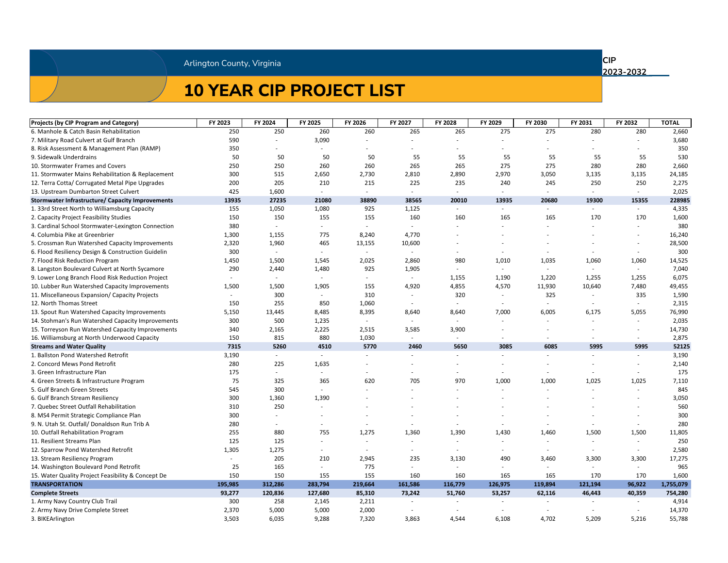Arlington County, Virginia

CIP 2023-2032

# 10 YEAR CIP PROJECT LIST

| Projects (by CIP Program and Category) | FY 2023 | FY 2024 | FY 2025 | FY 2026 | FY 2027 | FY 2028 | FY 2029 | FY 2030 | FY 2031 | FY 2032 | TOTAL |
|---|---|---|---|---|---|---|---|---|---|---|---|
| 6. Manhole & Catch Basin Rehabilitation | 250 | 250 | 260 | 260 | 265 | 265 | 275 | 275 | 280 | 280 | 2,660 |
| 7. Military Road Culvert at Gulf Branch | 590 | - | 3,090 | - | - | - | - | - | - | - | 3,680 |
| 8. Risk Assessment & Management Plan (RAMP) | 350 | - | - | - | - | - | - | - | - | - | 350 |
| 9. Sidewalk Underdrains | 50 | 50 | 50 | 50 | 55 | 55 | 55 | 55 | 55 | 55 | 530 |
| 10. Stormwater Frames and Covers | 250 | 250 | 260 | 260 | 265 | 265 | 275 | 275 | 280 | 280 | 2,660 |
| 11. Stormwater Mains Rehabilitation & Replacement | 300 | 515 | 2,650 | 2,730 | 2,810 | 2,890 | 2,970 | 3,050 | 3,135 | 3,135 | 24,185 |
| 12. Terra Cotta/ Corrugated Metal Pipe Upgrades | 200 | 205 | 210 | 215 | 225 | 235 | 240 | 245 | 250 | 250 | 2,275 |
| 13. Upstream Dumbarton Street Culvert | 425 | 1,600 | - | - | - | - | - | - | - | - | 2,025 |
| **Stormwater Infrastructure/ Capacity Improvements** | **13935** | **27235** | **21080** | **38890** | **38565** | **20010** | **13935** | **20680** | **19300** | **15355** | **228985** |
| 1. 33rd Street North to Williamsburg Capacity | 155 | 1,050 | 1,080 | 925 | 1,125 | - | - | - | - | - | 4,335 |
| 2. Capacity Project Feasibility Studies | 150 | 150 | 155 | 155 | 160 | 160 | 165 | 165 | 170 | 170 | 1,600 |
| 3. Cardinal School Stormwater-Lexington Connection | 380 | - | - | - | - | - | - | - | - | - | 380 |
| 4. Columbia Pike at Greenbrier | 1,300 | 1,155 | 775 | 8,240 | 4,770 | - | - | - | - | - | 16,240 |
| 5. Crossman Run Watershed Capacity Improvements | 2,320 | 1,960 | 465 | 13,155 | 10,600 | - | - | - | - | - | 28,500 |
| 6. Flood Resiliency Design & Construction Guidelin | 300 | - | - | - | - | - | - | - | - | - | 300 |
| 7. Flood Risk Reduction Program | 1,450 | 1,500 | 1,545 | 2,025 | 2,860 | 980 | 1,010 | 1,035 | 1,060 | 1,060 | 14,525 |
| 8. Langston Boulevard Culvert at North Sycamore | 290 | 2,440 | 1,480 | 925 | 1,905 | - | - | - | - | - | 7,040 |
| 9. Lower Long Branch Flood Risk Reduction Project | - | - | - | - | - | 1,155 | 1,190 | 1,220 | 1,255 | 1,255 | 6,075 |
| 10. Lubber Run Watershed Capacity Improvements | 1,500 | 1,500 | 1,905 | 155 | 4,920 | 4,855 | 4,570 | 11,930 | 10,640 | 7,480 | 49,455 |
| 11. Miscellaneous Expansion/ Capacity Projects | - | 300 | - | 310 | - | 320 | - | 325 | - | 335 | 1,590 |
| 12. North Thomas Street | 150 | 255 | 850 | 1,060 | - | - | - | - | - | - | 2,315 |
| 13. Spout Run Watershed Capacity Improvements | 5,150 | 13,445 | 8,485 | 8,395 | 8,640 | 8,640 | 7,000 | 6,005 | 6,175 | 5,055 | 76,990 |
| 14. Stohman's Run Watershed Capacity Improvements | 300 | 500 | 1,235 | - | - | - | - | - | - | - | 2,035 |
| 15. Torreyson Run Watershed Capacity Improvements | 340 | 2,165 | 2,225 | 2,515 | 3,585 | 3,900 | - | - | - | - | 14,730 |
| 16. Williamsburg at North Underwood Capacity | 150 | 815 | 880 | 1,030 | - | - | - | - | - | - | 2,875 |
| **Streams and Water Quality** | **7315** | **5260** | **4510** | **5770** | **2460** | **5650** | **3085** | **6085** | **5995** | **5995** | **52125** |
| 1. Ballston Pond Watershed Retrofit | 3,190 | - | - | - | - | - | - | - | - | - | 3,190 |
| 2. Concord Mews Pond Retrofit | 280 | 225 | 1,635 | - | - | - | - | - | - | - | 2,140 |
| 3. Green Infrastructure Plan | 175 | - | - | - | - | - | - | - | - | - | 175 |
| 4. Green Streets & Infrastructure Program | 75 | 325 | 365 | 620 | 705 | 970 | 1,000 | 1,000 | 1,025 | 1,025 | 7,110 |
| 5. Gulf Branch Green Streets | 545 | 300 | - | - | - | - | - | - | - | - | 845 |
| 6. Gulf Branch Stream Resiliency | 300 | 1,360 | 1,390 | - | - | - | - | - | - | - | 3,050 |
| 7. Quebec Street Outfall Rehabilitation | 310 | 250 | - | - | - | - | - | - | - | - | 560 |
| 8. MS4 Permit Strategic Compliance Plan | 300 | - | - | - | - | - | - | - | - | - | 300 |
| 9. N. Utah St. Outfall/ Donaldson Run Trib A | 280 | - | - | - | - | - | - | - | - | - | 280 |
| 10. Outfall Rehabilitation Program | 255 | 880 | 755 | 1,275 | 1,360 | 1,390 | 1,430 | 1,460 | 1,500 | 1,500 | 11,805 |
| 11. Resilient Streams Plan | 125 | 125 | - | - | - | - | - | - | - | - | 250 |
| 12. Sparrow Pond Watershed Retrofit | 1,305 | 1,275 | - | - | - | - | - | - | - | - | 2,580 |
| 13. Stream Resiliency Program | - | 205 | 210 | 2,945 | 235 | 3,130 | 490 | 3,460 | 3,300 | 3,300 | 17,275 |
| 14. Washington Boulevard Pond Retrofit | 25 | 165 | - | 775 | - | - | - | - | - | - | 965 |
| 15. Water Quality Project Feasibility & Concept De | 150 | 150 | 155 | 155 | 160 | 160 | 165 | 165 | 170 | 170 | 1,600 |
| **TRANSPORTATION** | **195,985** | **312,286** | **283,794** | **219,664** | **161,586** | **116,779** | **126,975** | **119,894** | **121,194** | **96,922** | **1,755,079** |
| **Complete Streets** | **93,277** | **120,836** | **127,680** | **85,310** | **73,242** | **51,760** | **53,257** | **62,116** | **46,443** | **40,359** | **754,280** |
| 1. Army Navy Country Club Trail | 300 | 258 | 2,145 | 2,211 | - | - | - | - | - | - | 4,914 |
| 2. Army Navy Drive Complete Street | 2,370 | 5,000 | 5,000 | 2,000 | - | - | - | - | - | - | 14,370 |
| 3. BIKEArlington | 3,503 | 6,035 | 9,288 | 7,320 | 3,863 | 4,544 | 6,108 | 4,702 | 5,209 | 5,216 | 55,788 |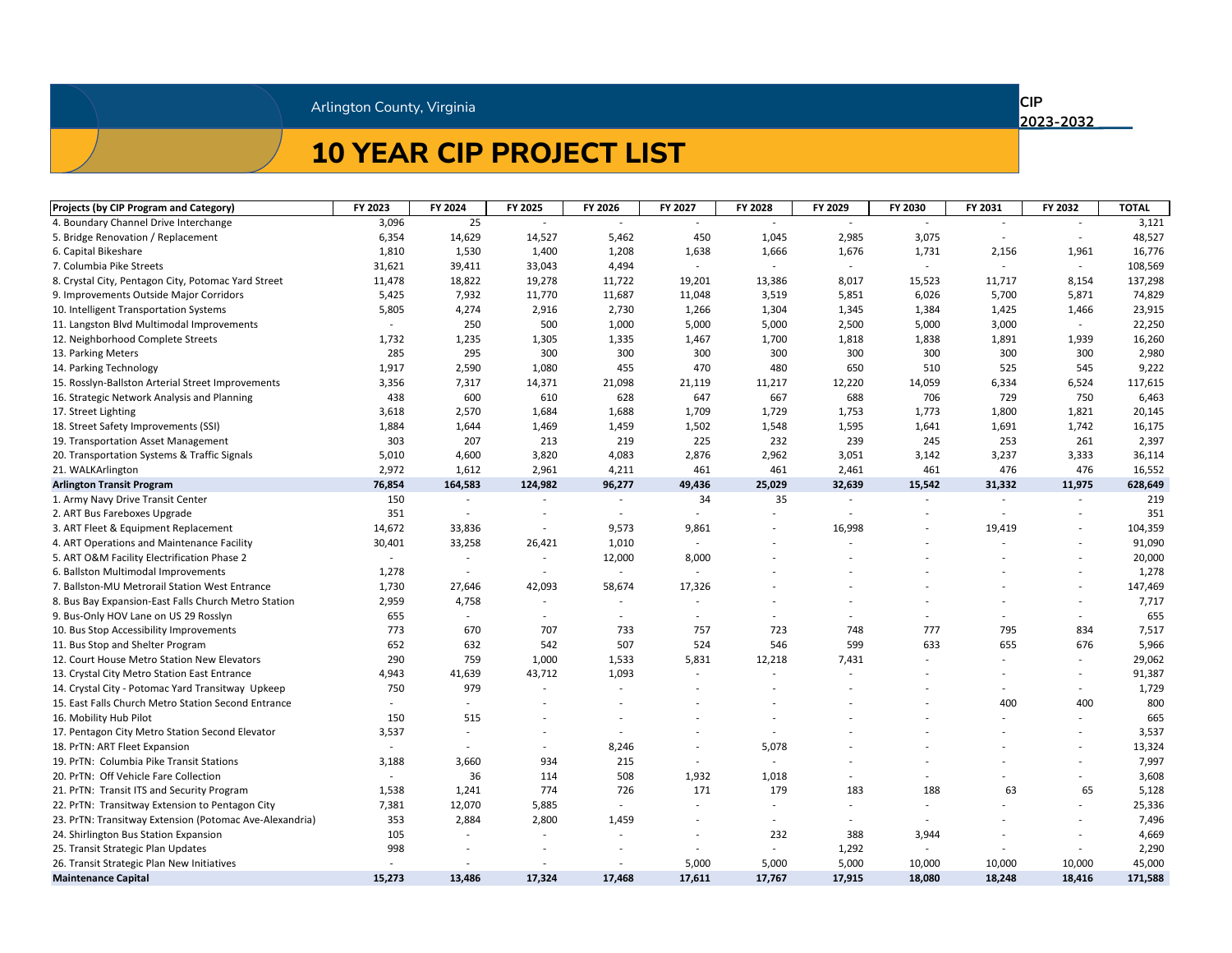Arlington County, Virginia

CIP 2023-2032

# 10 YEAR CIP PROJECT LIST

| Projects (by CIP Program and Category) | FY 2023 | FY 2024 | FY 2025 | FY 2026 | FY 2027 | FY 2028 | FY 2029 | FY 2030 | FY 2031 | FY 2032 | TOTAL |
|---|---|---|---|---|---|---|---|---|---|---|---|
| 4. Boundary Channel Drive Interchange | 3,096 | 25 | - | - | - | - | - | - | - | - | 3,121 |
| 5. Bridge Renovation / Replacement | 6,354 | 14,629 | 14,527 | 5,462 | 450 | 1,045 | 2,985 | 3,075 | - | - | 48,527 |
| 6. Capital Bikeshare | 1,810 | 1,530 | 1,400 | 1,208 | 1,638 | 1,666 | 1,676 | 1,731 | 2,156 | 1,961 | 16,776 |
| 7. Columbia Pike Streets | 31,621 | 39,411 | 33,043 | 4,494 | - | - | - | - | - | - | 108,569 |
| 8. Crystal City, Pentagon City, Potomac Yard Street | 11,478 | 18,822 | 19,278 | 11,722 | 19,201 | 13,386 | 8,017 | 15,523 | 11,717 | 8,154 | 137,298 |
| 9. Improvements Outside Major Corridors | 5,425 | 7,932 | 11,770 | 11,687 | 11,048 | 3,519 | 5,851 | 6,026 | 5,700 | 5,871 | 74,829 |
| 10. Intelligent Transportation Systems | 5,805 | 4,274 | 2,916 | 2,730 | 1,266 | 1,304 | 1,345 | 1,384 | 1,425 | 1,466 | 23,915 |
| 11. Langston Blvd Multimodal Improvements | - | 250 | 500 | 1,000 | 5,000 | 5,000 | 2,500 | 5,000 | 3,000 | - | 22,250 |
| 12. Neighborhood Complete Streets | 1,732 | 1,235 | 1,305 | 1,335 | 1,467 | 1,700 | 1,818 | 1,838 | 1,891 | 1,939 | 16,260 |
| 13. Parking Meters | 285 | 295 | 300 | 300 | 300 | 300 | 300 | 300 | 300 | 300 | 2,980 |
| 14. Parking Technology | 1,917 | 2,590 | 1,080 | 455 | 470 | 480 | 650 | 510 | 525 | 545 | 9,222 |
| 15. Rosslyn-Ballston Arterial Street Improvements | 3,356 | 7,317 | 14,371 | 21,098 | 21,119 | 11,217 | 12,220 | 14,059 | 6,334 | 6,524 | 117,615 |
| 16. Strategic Network Analysis and Planning | 438 | 600 | 610 | 628 | 647 | 667 | 688 | 706 | 729 | 750 | 6,463 |
| 17. Street Lighting | 3,618 | 2,570 | 1,684 | 1,688 | 1,709 | 1,729 | 1,753 | 1,773 | 1,800 | 1,821 | 20,145 |
| 18. Street Safety Improvements (SSI) | 1,884 | 1,644 | 1,469 | 1,459 | 1,502 | 1,548 | 1,595 | 1,641 | 1,691 | 1,742 | 16,175 |
| 19. Transportation Asset Management | 303 | 207 | 213 | 219 | 225 | 232 | 239 | 245 | 253 | 261 | 2,397 |
| 20. Transportation Systems & Traffic Signals | 5,010 | 4,600 | 3,820 | 4,083 | 2,876 | 2,962 | 3,051 | 3,142 | 3,237 | 3,333 | 36,114 |
| 21. WALKArlington | 2,972 | 1,612 | 2,961 | 4,211 | 461 | 461 | 2,461 | 461 | 476 | 476 | 16,552 |
| **Arlington Transit Program** | **76,854** | **164,583** | **124,982** | **96,277** | **49,436** | **25,029** | **32,639** | **15,542** | **31,332** | **11,975** | **628,649** |
| 1. Army Navy Drive Transit Center | 150 | - | - | - | 34 | 35 | - | - | - | - | 219 |
| 2. ART Bus Fareboxes Upgrade | 351 | - | - | - | - | - | - | - | - | - | 351 |
| 3. ART Fleet & Equipment Replacement | 14,672 | 33,836 | - | 9,573 | 9,861 | - | 16,998 | - | 19,419 | - | 104,359 |
| 4. ART Operations and Maintenance Facility | 30,401 | 33,258 | 26,421 | 1,010 | - | - | - | - | - | - | 91,090 |
| 5. ART O&M Facility Electrification Phase 2 | - | - | - | 12,000 | 8,000 | - | - | - | - | - | 20,000 |
| 6. Ballston Multimodal Improvements | 1,278 | - | - | - | - | - | - | - | - | - | 1,278 |
| 7. Ballston-MU Metrorail Station West Entrance | 1,730 | 27,646 | 42,093 | 58,674 | 17,326 | - | - | - | - | - | 147,469 |
| 8. Bus Bay Expansion-East Falls Church Metro Station | 2,959 | 4,758 | - | - | - | - | - | - | - | - | 7,717 |
| 9. Bus-Only HOV Lane on US 29 Rosslyn | 655 | - | - | - | - | - | - | - | - | - | 655 |
| 10. Bus Stop Accessibility Improvements | 773 | 670 | 707 | 733 | 757 | 723 | 748 | 777 | 795 | 834 | 7,517 |
| 11. Bus Stop and Shelter Program | 652 | 632 | 542 | 507 | 524 | 546 | 599 | 633 | 655 | 676 | 5,966 |
| 12. Court House Metro Station New Elevators | 290 | 759 | 1,000 | 1,533 | 5,831 | 12,218 | 7,431 | - | - | - | 29,062 |
| 13. Crystal City Metro Station East Entrance | 4,943 | 41,639 | 43,712 | 1,093 | - | - | - | - | - | - | 91,387 |
| 14. Crystal City - Potomac Yard Transitway Upkeep | 750 | 979 | - | - | - | - | - | - | - | - | 1,729 |
| 15. East Falls Church Metro Station Second Entrance | - | - | - | - | - | - | - | - | 400 | 400 | 800 |
| 16. Mobility Hub Pilot | 150 | 515 | - | - | - | - | - | - | - | - | 665 |
| 17. Pentagon City Metro Station Second Elevator | 3,537 | - | - | - | - | - | - | - | - | - | 3,537 |
| 18. PrTN: ART Fleet Expansion | - | - | - | 8,246 | - | 5,078 | - | - | - | - | 13,324 |
| 19. PrTN: Columbia Pike Transit Stations | 3,188 | 3,660 | 934 | 215 | - | - | - | - | - | - | 7,997 |
| 20. PrTN: Off Vehicle Fare Collection | - | 36 | 114 | 508 | 1,932 | 1,018 | - | - | - | - | 3,608 |
| 21. PrTN: Transit ITS and Security Program | 1,538 | 1,241 | 774 | 726 | 171 | 179 | 183 | 188 | 63 | 65 | 5,128 |
| 22. PrTN: Transitway Extension to Pentagon City | 7,381 | 12,070 | 5,885 | - | - | - | - | - | - | - | 25,336 |
| 23. PrTN: Transitway Extension (Potomac Ave-Alexandria) | 353 | 2,884 | 2,800 | 1,459 | - | - | - | - | - | - | 7,496 |
| 24. Shirlington Bus Station Expansion | 105 | - | - | - | - | 232 | 388 | 3,944 | - | - | 4,669 |
| 25. Transit Strategic Plan Updates | 998 | - | - | - | - | - | 1,292 | - | - | - | 2,290 |
| 26. Transit Strategic Plan New Initiatives | - | - | - | - | 5,000 | 5,000 | 5,000 | 10,000 | 10,000 | 10,000 | 45,000 |
| **Maintenance Capital** | **15,273** | **13,486** | **17,324** | **17,468** | **17,611** | **17,767** | **17,915** | **18,080** | **18,248** | **18,416** | **171,588** |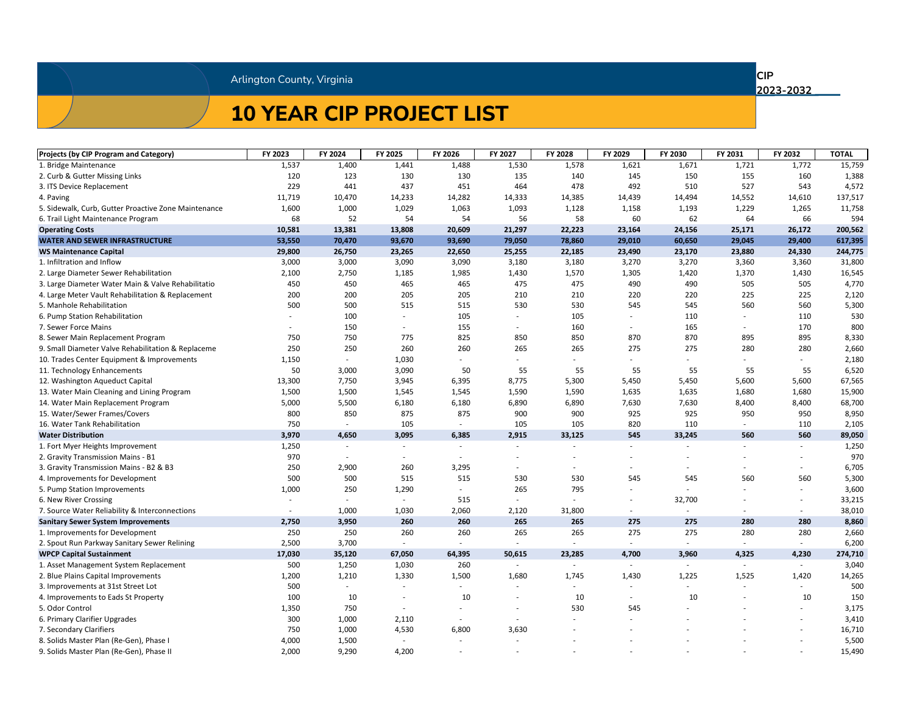Arlington County, Virginia

CIP 2023-2032

# 10 YEAR CIP PROJECT LIST

| Projects (by CIP Program and Category) | FY 2023 | FY 2024 | FY 2025 | FY 2026 | FY 2027 | FY 2028 | FY 2029 | FY 2030 | FY 2031 | FY 2032 | TOTAL |
|---|---|---|---|---|---|---|---|---|---|---|---|
| 1. Bridge Maintenance | 1,537 | 1,400 | 1,441 | 1,488 | 1,530 | 1,578 | 1,621 | 1,671 | 1,721 | 1,772 | 15,759 |
| 2. Curb & Gutter Missing Links | 120 | 123 | 130 | 130 | 135 | 140 | 145 | 150 | 155 | 160 | 1,388 |
| 3. ITS Device Replacement | 229 | 441 | 437 | 451 | 464 | 478 | 492 | 510 | 527 | 543 | 4,572 |
| 4. Paving | 11,719 | 10,470 | 14,233 | 14,282 | 14,333 | 14,385 | 14,439 | 14,494 | 14,552 | 14,610 | 137,517 |
| 5. Sidewalk, Curb, Gutter Proactive Zone Maintenance | 1,600 | 1,000 | 1,029 | 1,063 | 1,093 | 1,128 | 1,158 | 1,193 | 1,229 | 1,265 | 11,758 |
| 6. Trail Light Maintenance Program | 68 | 52 | 54 | 54 | 56 | 58 | 60 | 62 | 64 | 66 | 594 |
| **Operating Costs** | **10,581** | **13,381** | **13,808** | **20,609** | **21,297** | **22,223** | **23,164** | **24,156** | **25,171** | **26,172** | **200,562** |
| **WATER AND SEWER INFRASTRUCTURE** | **53,550** | **70,470** | **93,670** | **93,690** | **79,050** | **78,860** | **29,010** | **60,650** | **29,045** | **29,400** | **617,395** |
| **WS Maintenance Capital** | **29,800** | **26,750** | **23,265** | **22,650** | **25,255** | **22,185** | **23,490** | **23,170** | **23,880** | **24,330** | **244,775** |
| 1. Infiltration and Inflow | 3,000 | 3,000 | 3,090 | 3,090 | 3,180 | 3,180 | 3,270 | 3,270 | 3,360 | 3,360 | 31,800 |
| 2. Large Diameter Sewer Rehabilitation | 2,100 | 2,750 | 1,185 | 1,985 | 1,430 | 1,570 | 1,305 | 1,420 | 1,370 | 1,430 | 16,545 |
| 3. Large Diameter Water Main & Valve Rehabilitatio | 450 | 450 | 465 | 465 | 475 | 475 | 490 | 490 | 505 | 505 | 4,770 |
| 4. Large Meter Vault Rehabilitation & Replacement | 200 | 200 | 205 | 205 | 210 | 210 | 220 | 220 | 225 | 225 | 2,120 |
| 5. Manhole Rehabilitation | 500 | 500 | 515 | 515 | 530 | 530 | 545 | 545 | 560 | 560 | 5,300 |
| 6. Pump Station Rehabilitation | - | 100 | - | 105 | - | 105 | - | 110 | - | 110 | 530 |
| 7. Sewer Force Mains | - | 150 | - | 155 | - | 160 | - | 165 | - | 170 | 800 |
| 8. Sewer Main Replacement Program | 750 | 750 | 775 | 825 | 850 | 850 | 870 | 870 | 895 | 895 | 8,330 |
| 9. Small Diameter Valve Rehabilitation & Replaceme | 250 | 250 | 260 | 260 | 265 | 265 | 275 | 275 | 280 | 280 | 2,660 |
| 10. Trades Center Equipment & Improvements | 1,150 | - | 1,030 | - | - | - | - | - | - | - | 2,180 |
| 11. Technology Enhancements | 50 | 3,000 | 3,090 | 50 | 55 | 55 | 55 | 55 | 55 | 55 | 6,520 |
| 12. Washington Aqueduct Capital | 13,300 | 7,750 | 3,945 | 6,395 | 8,775 | 5,300 | 5,450 | 5,450 | 5,600 | 5,600 | 67,565 |
| 13. Water Main Cleaning and Lining Program | 1,500 | 1,500 | 1,545 | 1,545 | 1,590 | 1,590 | 1,635 | 1,635 | 1,680 | 1,680 | 15,900 |
| 14. Water Main Replacement Program | 5,000 | 5,500 | 6,180 | 6,180 | 6,890 | 6,890 | 7,630 | 7,630 | 8,400 | 8,400 | 68,700 |
| 15. Water/Sewer Frames/Covers | 800 | 850 | 875 | 875 | 900 | 900 | 925 | 925 | 950 | 950 | 8,950 |
| 16. Water Tank Rehabilitation | 750 | - | 105 | - | 105 | 105 | 820 | 110 | - | 110 | 2,105 |
| **Water Distribution** | **3,970** | **4,650** | **3,095** | **6,385** | **2,915** | **33,125** | **545** | **33,245** | **560** | **560** | **89,050** |
| 1. Fort Myer Heights Improvement | 1,250 | - | - | - | - | - | - | - | - | - | 1,250 |
| 2. Gravity Transmission Mains - B1 | 970 | - | - | - | - | - | - | - | - | - | 970 |
| 3. Gravity Transmission Mains - B2 & B3 | 250 | 2,900 | 260 | 3,295 | - | - | - | - | - | - | 6,705 |
| 4. Improvements for Development | 500 | 500 | 515 | 515 | 530 | 530 | 545 | 545 | 560 | 560 | 5,300 |
| 5. Pump Station Improvements | 1,000 | 250 | 1,290 | - | 265 | 795 | - | - | - | - | 3,600 |
| 6. New River Crossing | - | - | - | 515 | - | - | - | 32,700 | - | - | 33,215 |
| 7. Source Water Reliability & Interconnections | - | 1,000 | 1,030 | 2,060 | 2,120 | 31,800 | - | - | - | - | 38,010 |
| **Sanitary Sewer System Improvements** | **2,750** | **3,950** | **260** | **260** | **265** | **265** | **275** | **275** | **280** | **280** | **8,860** |
| 1. Improvements for Development | 250 | 250 | 260 | 260 | 265 | 265 | 275 | 275 | 280 | 280 | 2,660 |
| 2. Spout Run Parkway Sanitary Sewer Relining | 2,500 | 3,700 | - | - | - | - | - | - | - | - | 6,200 |
| **WPCP Capital Sustainment** | **17,030** | **35,120** | **67,050** | **64,395** | **50,615** | **23,285** | **4,700** | **3,960** | **4,325** | **4,230** | **274,710** |
| 1. Asset Management System Replacement | 500 | 1,250 | 1,030 | 260 | - | - | - | - | - | - | 3,040 |
| 2. Blue Plains Capital Improvements | 1,200 | 1,210 | 1,330 | 1,500 | 1,680 | 1,745 | 1,430 | 1,225 | 1,525 | 1,420 | 14,265 |
| 3. Improvements at 31st Street Lot | 500 | - | - | - | - | - | - | - | - | - | 500 |
| 4. Improvements to Eads St Property | 100 | 10 | - | 10 | - | 10 | - | 10 | - | 10 | 150 |
| 5. Odor Control | 1,350 | 750 | - | - | - | 530 | 545 | - | - | - | 3,175 |
| 6. Primary Clarifier Upgrades | 300 | 1,000 | 2,110 | - | - | - | - | - | - | - | 3,410 |
| 7. Secondary Clarifiers | 750 | 1,000 | 4,530 | 6,800 | 3,630 | - | - | - | - | - | 16,710 |
| 8. Solids Master Plan (Re-Gen), Phase I | 4,000 | 1,500 | - | - | - | - | - | - | - | - | 5,500 |
| 9. Solids Master Plan (Re-Gen), Phase II | 2,000 | 9,290 | 4,200 | - | - | - | - | - | - | - | 15,490 |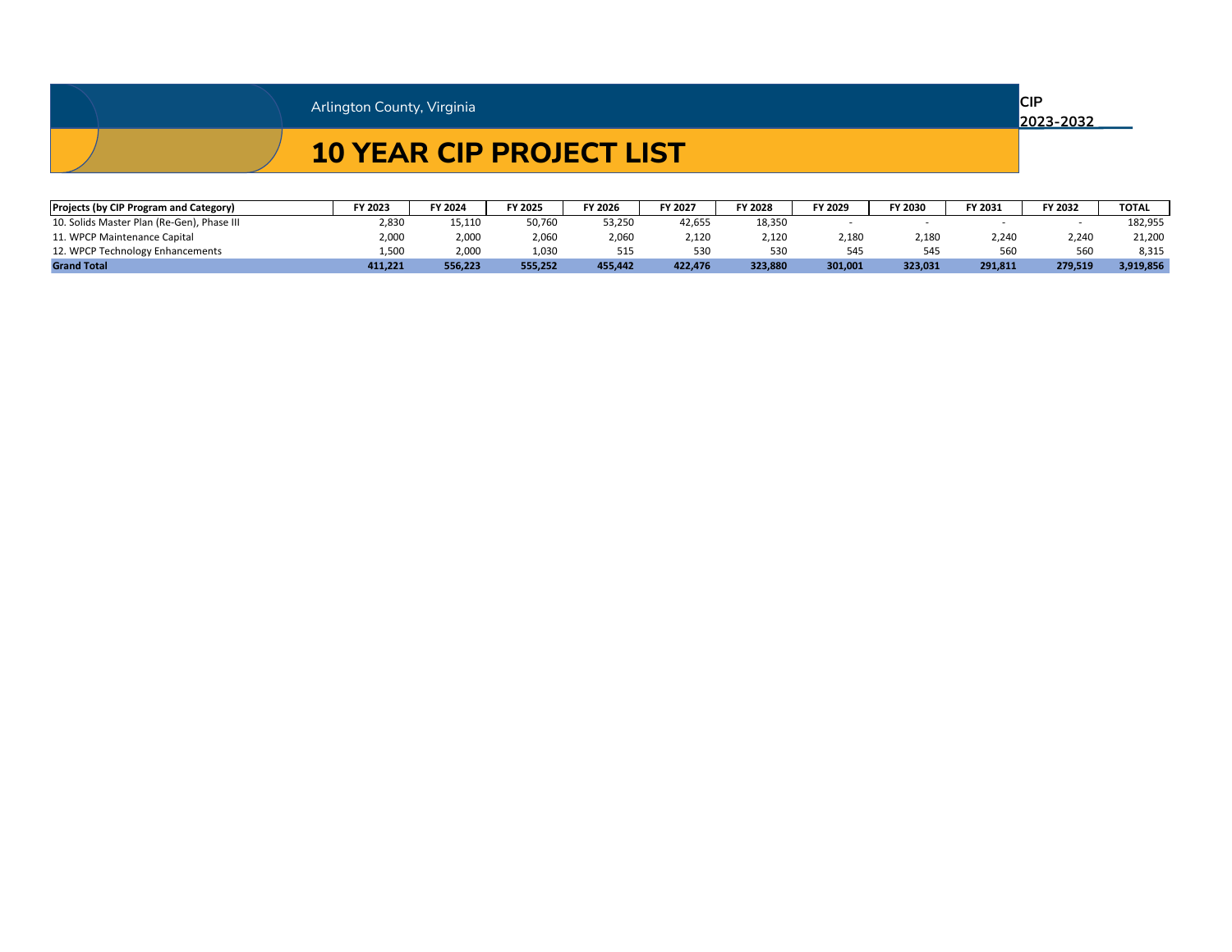Arlington County, Virginia

# 10 YEAR CIP PROJECT LIST

| Projects (by CIP Program and Category) | FY 2023 | FY 2024 | FY 2025 | FY 2026 | FY 2027 | FY 2028 | FY 2029 | FY 2030 | FY 2031 | FY 2032 | TOTAL |
|---|---|---|---|---|---|---|---|---|---|---|---|
| 10. Solids Master Plan (Re-Gen), Phase III | 2,830 | 15,110 | 50,760 | 53,250 | 42,655 | 18,350 | - | - | - | - | 182,955 |
| 11. WPCP Maintenance Capital | 2,000 | 2,000 | 2,060 | 2,060 | 2,120 | 2,120 | 2,180 | 2,180 | 2,240 | 2,240 | 21,200 |
| 12. WPCP Technology Enhancements | 1,500 | 2,000 | 1,030 | 515 | 530 | 530 | 545 | 545 | 560 | 560 | 8,315 |
| **Grand Total** | **411,221** | **556,223** | **555,252** | **455,442** | **422,476** | **323,880** | **301,001** | **323,031** | **291,811** | **279,519** | **3,919,856** |